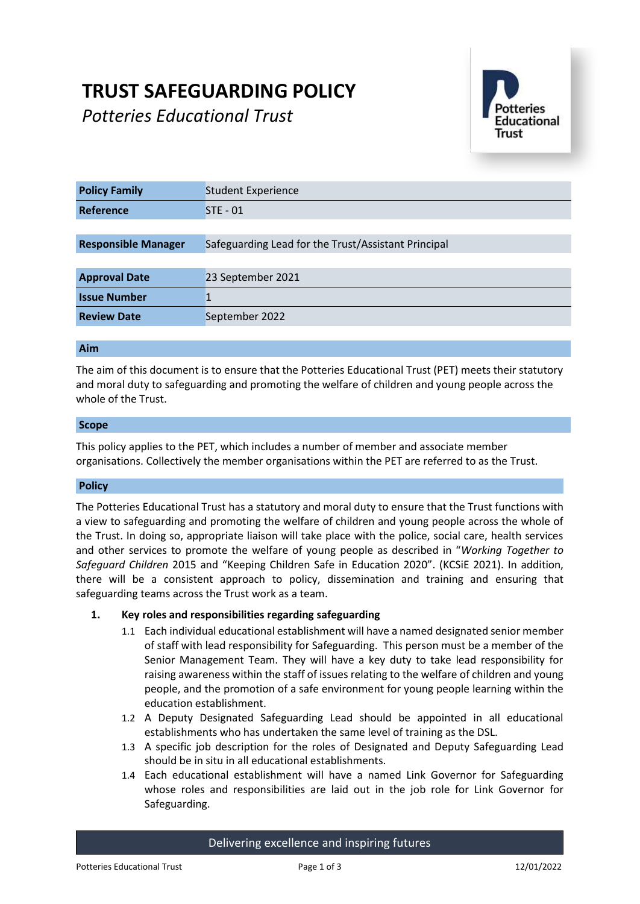# TRUST SAFEGUARDING POLICY

*Potteries Educational Trust*

| | |
|---|---|
| **Policy Family** | Student Experience |
| **Reference** | STE - 01 |
| **Responsible Manager** | Safeguarding Lead for the Trust/Assistant Principal |
| **Approval Date** | 23 September 2021 |
| **Issue Number** | 1 |
| **Review Date** | September 2022 |

## Aim

The aim of this document is to ensure that the Potteries Educational Trust (PET) meets their statutory and moral duty to safeguarding and promoting the welfare of children and young people across the whole of the Trust.

## Scope

This policy applies to the PET, which includes a number of member and associate member organisations. Collectively the member organisations within the PET are referred to as the Trust.

## Policy

The Potteries Educational Trust has a statutory and moral duty to ensure that the Trust functions with a view to safeguarding and promoting the welfare of children and young people across the whole of the Trust. In doing so, appropriate liaison will take place with the police, social care, health services and other services to promote the welfare of young people as described in "*Working Together to Safeguard Children* 2015 and "Keeping Children Safe in Education 2020". (KCSiE 2021). In addition, there will be a consistent approach to policy, dissemination and training and ensuring that safeguarding teams across the Trust work as a team.

**1. Key roles and responsibilities regarding safeguarding**

1.1 Each individual educational establishment will have a named designated senior member of staff with lead responsibility for Safeguarding. This person must be a member of the Senior Management Team. They will have a key duty to take lead responsibility for raising awareness within the staff of issues relating to the welfare of children and young people, and the promotion of a safe environment for young people learning within the education establishment.

1.2 A Deputy Designated Safeguarding Lead should be appointed in all educational establishments who has undertaken the same level of training as the DSL.

1.3 A specific job description for the roles of Designated and Deputy Safeguarding Lead should be in situ in all educational establishments.

1.4 Each educational establishment will have a named Link Governor for Safeguarding whose roles and responsibilities are laid out in the job role for Link Governor for Safeguarding.

Delivering excellence and inspiring futures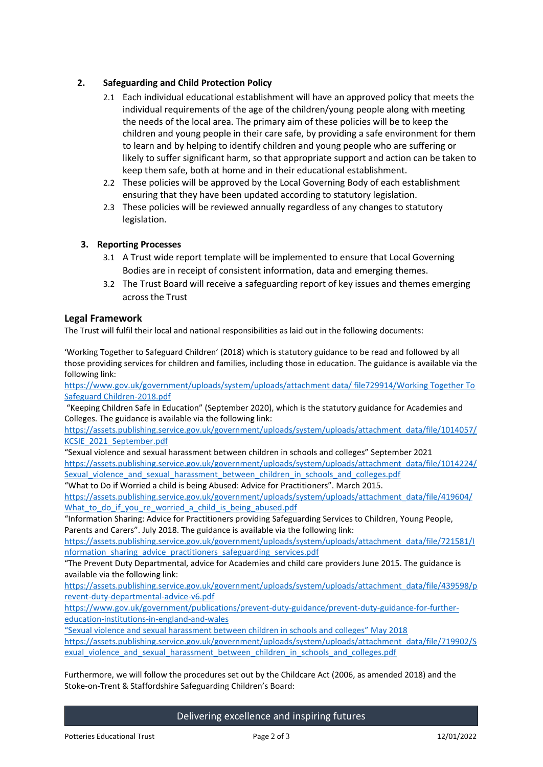2. **Safeguarding and Child Protection Policy**

   2.1 Each individual educational establishment will have an approved policy that meets the individual requirements of the age of the children/young people along with meeting the needs of the local area. The primary aim of these policies will be to keep the children and young people in their care safe, by providing a safe environment for them to learn and by helping to identify children and young people who are suffering or likely to suffer significant harm, so that appropriate support and action can be taken to keep them safe, both at home and in their educational establishment.

   2.2 These policies will be approved by the Local Governing Body of each establishment ensuring that they have been updated according to statutory legislation.

   2.3 These policies will be reviewed annually regardless of any changes to statutory legislation.

3. **Reporting Processes**

   3.1 A Trust wide report template will be implemented to ensure that Local Governing Bodies are in receipt of consistent information, data and emerging themes.

   3.2 The Trust Board will receive a safeguarding report of key issues and themes emerging across the Trust

## Legal Framework

The Trust will fulfil their local and national responsibilities as laid out in the following documents:

'Working Together to Safeguard Children' (2018) which is statutory guidance to be read and followed by all those providing services for children and families, including those in education. The guidance is available via the following link:
https://www.gov.uk/government/uploads/system/uploads/attachment data/ file729914/Working Together To Safeguard Children-2018.pdf

"Keeping Children Safe in Education" (September 2020), which is the statutory guidance for Academies and Colleges. The guidance is available via the following link:
https://assets.publishing.service.gov.uk/government/uploads/system/uploads/attachment_data/file/1014057/KCSIE_2021_September.pdf

"Sexual violence and sexual harassment between children in schools and colleges" September 2021
https://assets.publishing.service.gov.uk/government/uploads/system/uploads/attachment_data/file/1014224/Sexual_violence_and_sexual_harassment_between_children_in_schools_and_colleges.pdf

"What to Do if Worried a child is being Abused: Advice for Practitioners". March 2015.
https://assets.publishing.service.gov.uk/government/uploads/system/uploads/attachment_data/file/419604/What_to_do_if_you_re_worried_a_child_is_being_abused.pdf

"Information Sharing: Advice for Practitioners providing Safeguarding Services to Children, Young People, Parents and Carers". July 2018. The guidance is available via the following link:
https://assets.publishing.service.gov.uk/government/uploads/system/uploads/attachment_data/file/721581/Information_sharing_advice_practitioners_safeguarding_services.pdf

"The Prevent Duty Departmental, advice for Academies and child care providers June 2015. The guidance is available via the following link:
https://assets.publishing.service.gov.uk/government/uploads/system/uploads/attachment_data/file/439598/prevent-duty-departmental-advice-v6.pdf
https://www.gov.uk/government/publications/prevent-duty-guidance/prevent-duty-guidance-for-further-education-institutions-in-england-and-wales

"Sexual violence and sexual harassment between children in schools and colleges" May 2018
https://assets.publishing.service.gov.uk/government/uploads/system/uploads/attachment_data/file/719902/Sexual_violence_and_sexual_harassment_between_children_in_schools_and_colleges.pdf

Furthermore, we will follow the procedures set out by the Childcare Act (2006, as amended 2018) and the Stoke-on-Trent & Staffordshire Safeguarding Children's Board: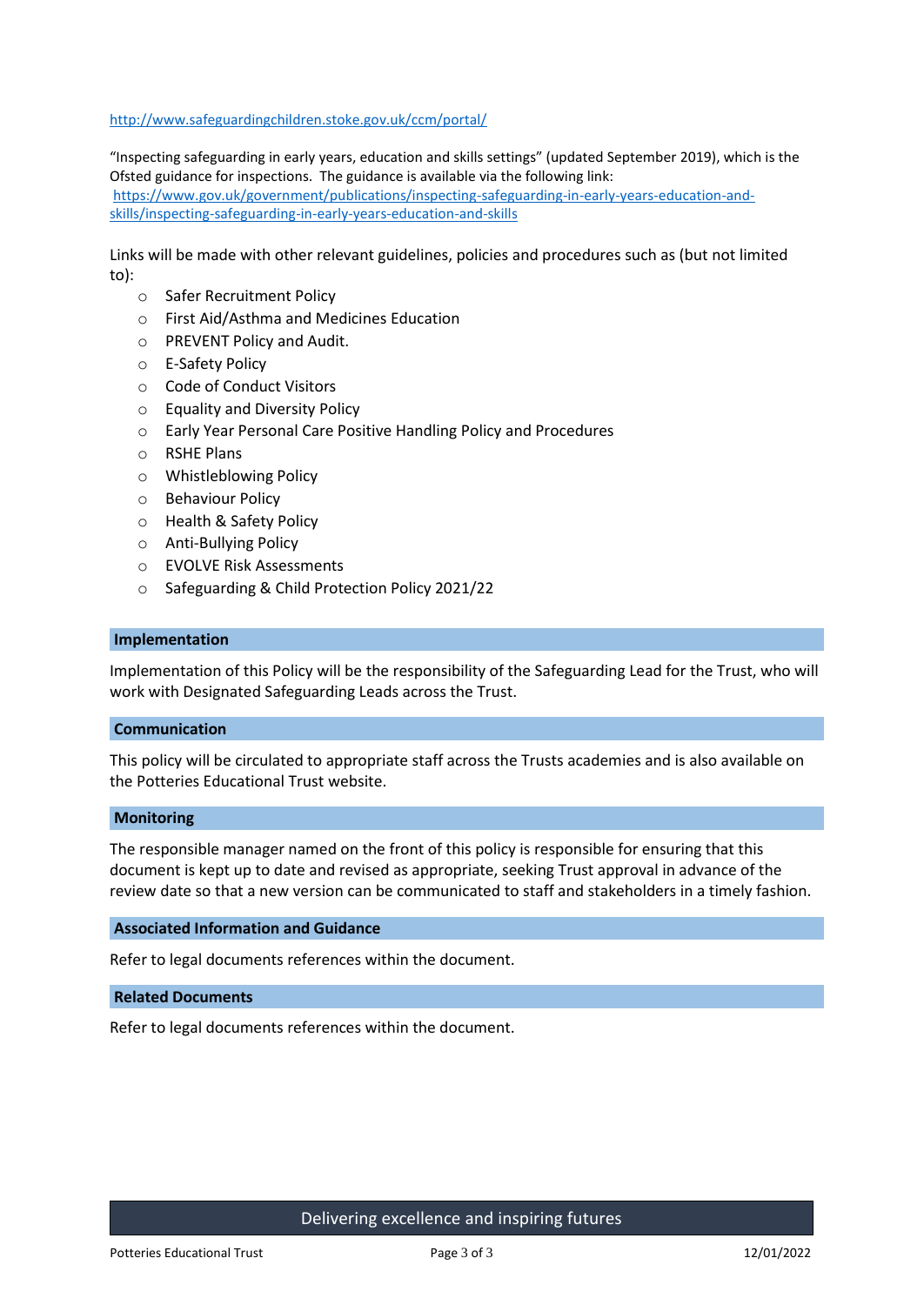http://www.safeguardingchildren.stoke.gov.uk/ccm/portal/

"Inspecting safeguarding in early years, education and skills settings" (updated September 2019), which is the Ofsted guidance for inspections. The guidance is available via the following link:
https://www.gov.uk/government/publications/inspecting-safeguarding-in-early-years-education-and-skills/inspecting-safeguarding-in-early-years-education-and-skills

Links will be made with other relevant guidelines, policies and procedures such as (but not limited to):

- Safer Recruitment Policy
- First Aid/Asthma and Medicines Education
- PREVENT Policy and Audit.
- E-Safety Policy
- Code of Conduct Visitors
- Equality and Diversity Policy
- Early Year Personal Care Positive Handling Policy and Procedures
- RSHE Plans
- Whistleblowing Policy
- Behaviour Policy
- Health & Safety Policy
- Anti-Bullying Policy
- EVOLVE Risk Assessments
- Safeguarding & Child Protection Policy 2021/22

## Implementation

Implementation of this Policy will be the responsibility of the Safeguarding Lead for the Trust, who will work with Designated Safeguarding Leads across the Trust.

## Communication

This policy will be circulated to appropriate staff across the Trusts academies and is also available on the Potteries Educational Trust website.

## Monitoring

The responsible manager named on the front of this policy is responsible for ensuring that this document is kept up to date and revised as appropriate, seeking Trust approval in advance of the review date so that a new version can be communicated to staff and stakeholders in a timely fashion.

## Associated Information and Guidance

Refer to legal documents references within the document.

## Related Documents

Refer to legal documents references within the document.